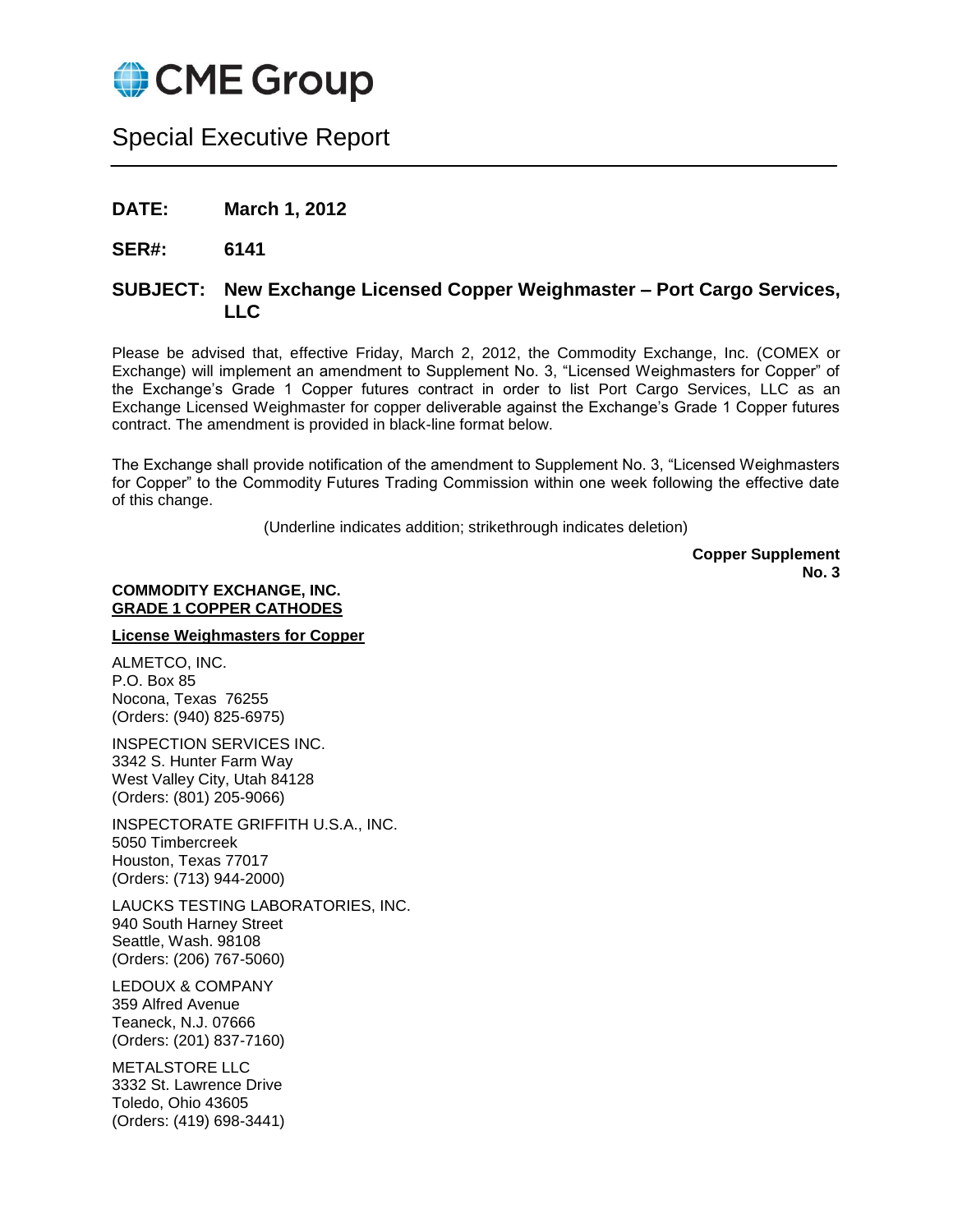CME Group

# Special Executive Report

**DATE:** **March 1, 2012**

**SER#:** **6141**

**SUBJECT:** **New Exchange Licensed Copper Weighmaster – Port Cargo Services, LLC**

Please be advised that, effective Friday, March 2, 2012, the Commodity Exchange, Inc. (COMEX or Exchange) will implement an amendment to Supplement No. 3, "Licensed Weighmasters for Copper" of the Exchange's Grade 1 Copper futures contract in order to list Port Cargo Services, LLC as an Exchange Licensed Weighmaster for copper deliverable against the Exchange's Grade 1 Copper futures contract. The amendment is provided in black-line format below.

The Exchange shall provide notification of the amendment to Supplement No. 3, "Licensed Weighmasters for Copper" to the Commodity Futures Trading Commission within one week following the effective date of this change.

(Underline indicates addition; strikethrough indicates deletion)

**Copper Supplement No. 3**

**COMMODITY EXCHANGE, INC.**
**GRADE 1 COPPER CATHODES**

**License Weighmasters for Copper**

ALMETCO, INC.
P.O. Box 85
Nocona, Texas 76255
(Orders: (940) 825-6975)

INSPECTION SERVICES INC.
3342 S. Hunter Farm Way
West Valley City, Utah 84128
(Orders: (801) 205-9066)

INSPECTORATE GRIFFITH U.S.A., INC.
5050 Timbercreek
Houston, Texas 77017
(Orders: (713) 944-2000)

LAUCKS TESTING LABORATORIES, INC.
940 South Harney Street
Seattle, Wash. 98108
(Orders: (206) 767-5060)

LEDOUX & COMPANY
359 Alfred Avenue
Teaneck, N.J. 07666
(Orders: (201) 837-7160)

METALSTORE LLC
3332 St. Lawrence Drive
Toledo, Ohio 43605
(Orders: (419) 698-3441)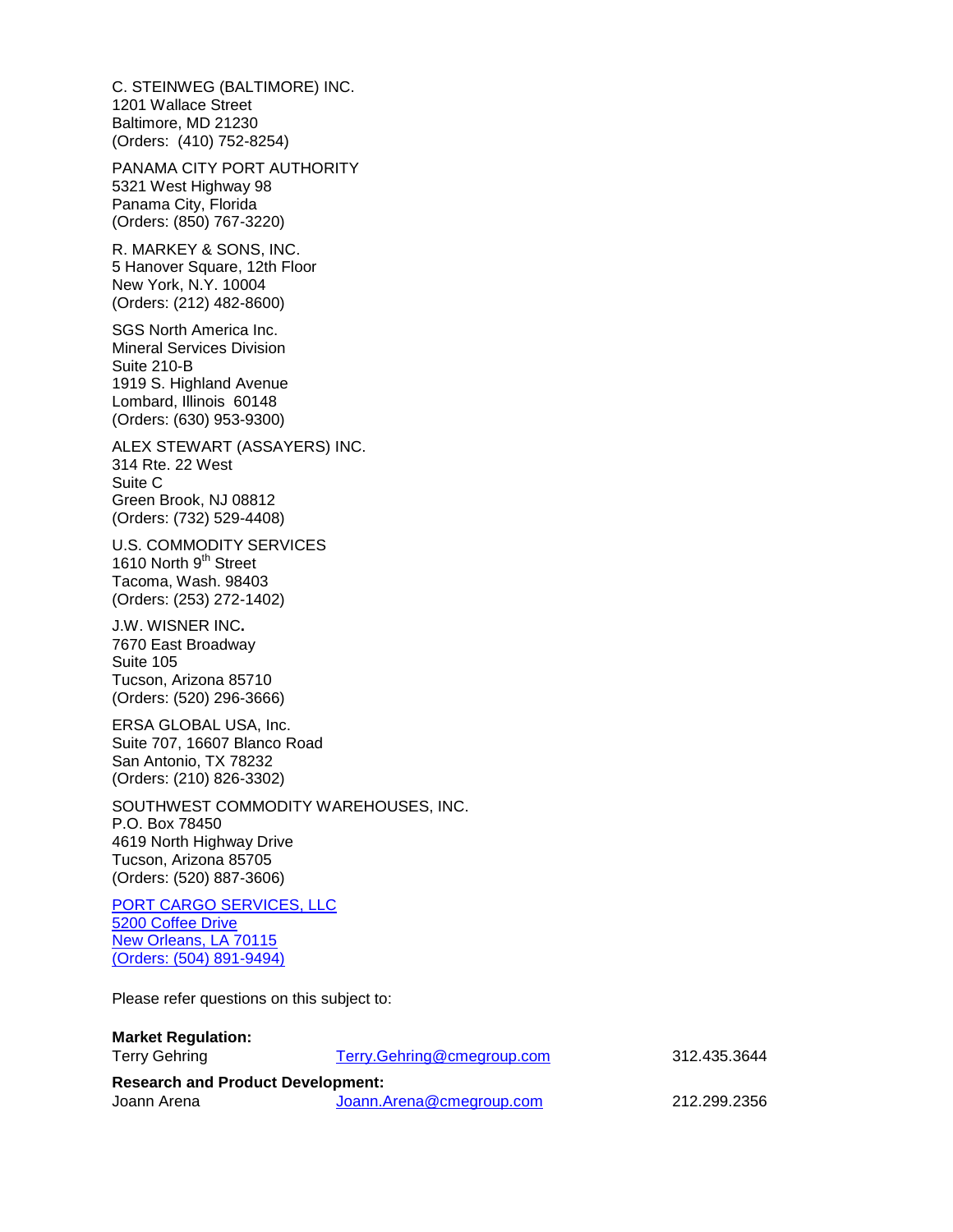C. STEINWEG (BALTIMORE) INC.
1201 Wallace Street
Baltimore, MD 21230
(Orders: (410) 752-8254)

PANAMA CITY PORT AUTHORITY
5321 West Highway 98
Panama City, Florida
(Orders: (850) 767-3220)

R. MARKEY & SONS, INC.
5 Hanover Square, 12th Floor
New York, N.Y. 10004
(Orders: (212) 482-8600)

SGS North America Inc.
Mineral Services Division
Suite 210-B
1919 S. Highland Avenue
Lombard, Illinois 60148
(Orders: (630) 953-9300)

ALEX STEWART (ASSAYERS) INC.
314 Rte. 22 West
Suite C
Green Brook, NJ 08812
(Orders: (732) 529-4408)

U.S. COMMODITY SERVICES
1610 North 9th Street
Tacoma, Wash. 98403
(Orders: (253) 272-1402)

J.W. WISNER INC.
7670 East Broadway
Suite 105
Tucson, Arizona 85710
(Orders: (520) 296-3666)

ERSA GLOBAL USA, Inc.
Suite 707, 16607 Blanco Road
San Antonio, TX 78232
(Orders: (210) 826-3302)

SOUTHWEST COMMODITY WAREHOUSES, INC.
P.O. Box 78450
4619 North Highway Drive
Tucson, Arizona 85705
(Orders: (520) 887-3606)

PORT CARGO SERVICES, LLC
5200 Coffee Drive
New Orleans, LA 70115
(Orders: (504) 891-9494)

Please refer questions on this subject to:

**Market Regulation:**

| | | |
|---|---|---|
| Terry Gehring | Terry.Gehring@cmegroup.com | 312.435.3644 |

**Research and Product Development:**

| | | |
|---|---|---|
| Joann Arena | Joann.Arena@cmegroup.com | 212.299.2356 |